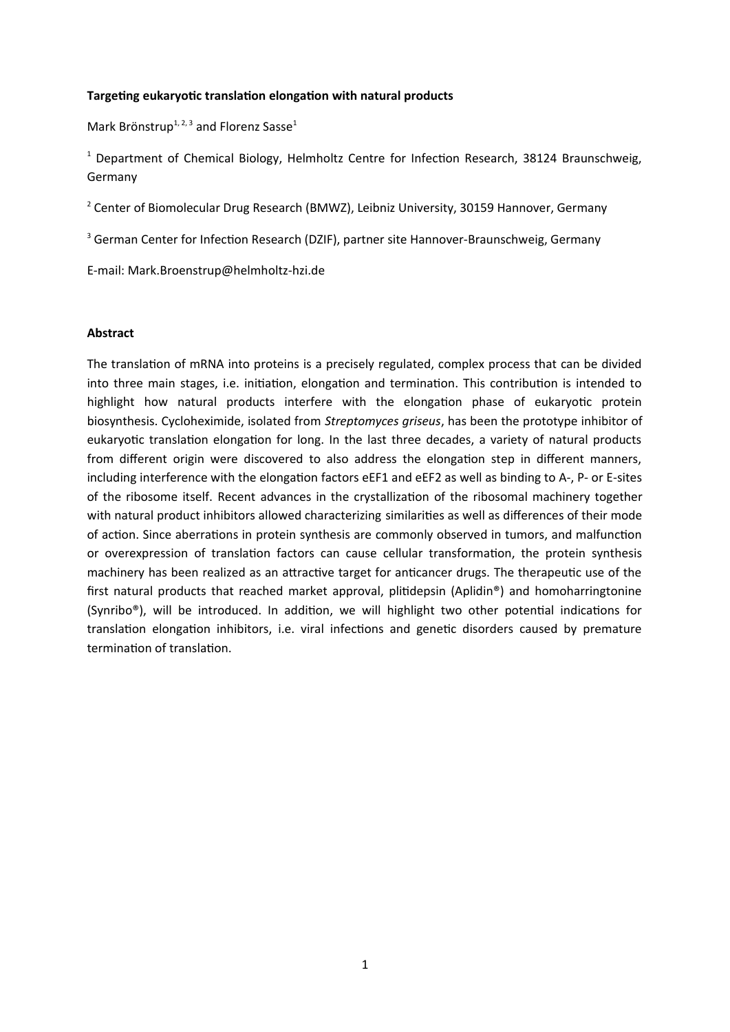# Targeting eukaryotic translation elongation with natural products

Mark Brönstrup[1, 2, 3] and Florenz Sasse[1]

[1] Department of Chemical Biology, Helmholtz Centre for Infection Research, 38124 Braunschweig, Germany

[2] Center of Biomolecular Drug Research (BMWZ), Leibniz University, 30159 Hannover, Germany

[3] German Center for Infection Research (DZIF), partner site Hannover-Braunschweig, Germany

E-mail: Mark.Broenstrup@helmholtz-hzi.de

## Abstract

The translation of mRNA into proteins is a precisely regulated, complex process that can be divided into three main stages, i.e. initiation, elongation and termination. This contribution is intended to highlight how natural products interfere with the elongation phase of eukaryotic protein biosynthesis. Cycloheximide, isolated from *Streptomyces griseus*, has been the prototype inhibitor of eukaryotic translation elongation for long. In the last three decades, a variety of natural products from different origin were discovered to also address the elongation step in different manners, including interference with the elongation factors eEF1 and eEF2 as well as binding to A-, P- or E-sites of the ribosome itself. Recent advances in the crystallization of the ribosomal machinery together with natural product inhibitors allowed characterizing similarities as well as differences of their mode of action. Since aberrations in protein synthesis are commonly observed in tumors, and malfunction or overexpression of translation factors can cause cellular transformation, the protein synthesis machinery has been realized as an attractive target for anticancer drugs. The therapeutic use of the first natural products that reached market approval, plitidepsin (Aplidin®) and homoharringtonine (Synribo®), will be introduced. In addition, we will highlight two other potential indications for translation elongation inhibitors, i.e. viral infections and genetic disorders caused by premature termination of translation.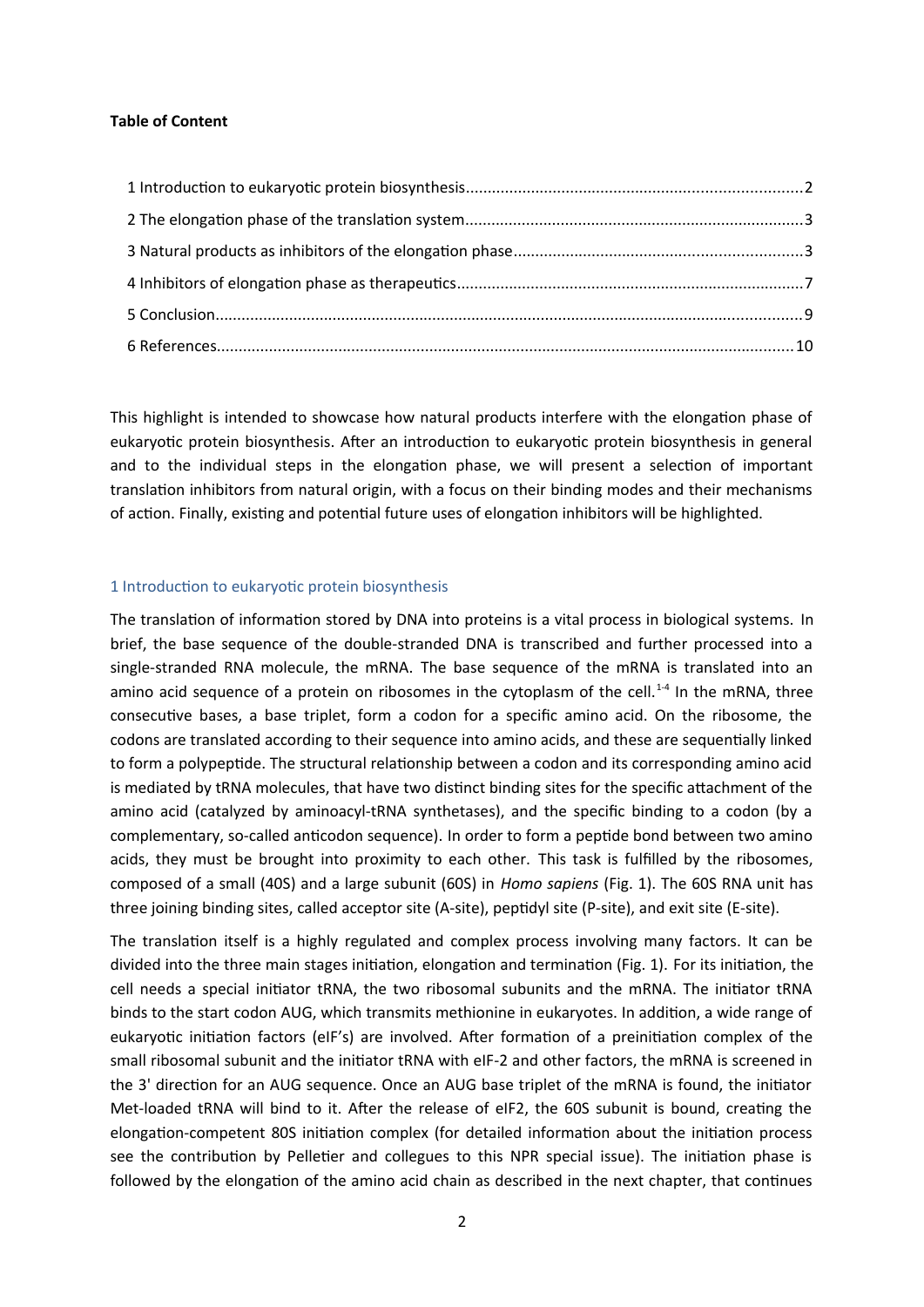**Table of Content**

1 Introduction to eukaryotic protein biosynthesis.......2
2 The elongation phase of the translation system.......3
3 Natural products as inhibitors of the elongation phase.......3
4 Inhibitors of elongation phase as therapeutics.......7
5 Conclusion.......9
6 References.......10

This highlight is intended to showcase how natural products interfere with the elongation phase of eukaryotic protein biosynthesis. After an introduction to eukaryotic protein biosynthesis in general and to the individual steps in the elongation phase, we will present a selection of important translation inhibitors from natural origin, with a focus on their binding modes and their mechanisms of action. Finally, existing and potential future uses of elongation inhibitors will be highlighted.

## 1 Introduction to eukaryotic protein biosynthesis

The translation of information stored by DNA into proteins is a vital process in biological systems. In brief, the base sequence of the double-stranded DNA is transcribed and further processed into a single-stranded RNA molecule, the mRNA. The base sequence of the mRNA is translated into an amino acid sequence of a protein on ribosomes in the cytoplasm of the cell.[1-4] In the mRNA, three consecutive bases, a base triplet, form a codon for a specific amino acid. On the ribosome, the codons are translated according to their sequence into amino acids, and these are sequentially linked to form a polypeptide. The structural relationship between a codon and its corresponding amino acid is mediated by tRNA molecules, that have two distinct binding sites for the specific attachment of the amino acid (catalyzed by aminoacyl-tRNA synthetases), and the specific binding to a codon (by a complementary, so-called anticodon sequence). In order to form a peptide bond between two amino acids, they must be brought into proximity to each other. This task is fulfilled by the ribosomes, composed of a small (40S) and a large subunit (60S) in *Homo sapiens* (Fig. 1). The 60S RNA unit has three joining binding sites, called acceptor site (A-site), peptidyl site (P-site), and exit site (E-site).

The translation itself is a highly regulated and complex process involving many factors. It can be divided into the three main stages initiation, elongation and termination (Fig. 1). For its initiation, the cell needs a special initiator tRNA, the two ribosomal subunits and the mRNA. The initiator tRNA binds to the start codon AUG, which transmits methionine in eukaryotes. In addition, a wide range of eukaryotic initiation factors (eIF's) are involved. After formation of a preinitiation complex of the small ribosomal subunit and the initiator tRNA with eIF-2 and other factors, the mRNA is screened in the 3' direction for an AUG sequence. Once an AUG base triplet of the mRNA is found, the initiator Met-loaded tRNA will bind to it. After the release of eIF2, the 60S subunit is bound, creating the elongation-competent 80S initiation complex (for detailed information about the initiation process see the contribution by Pelletier and collegues to this NPR special issue). The initiation phase is followed by the elongation of the amino acid chain as described in the next chapter, that continues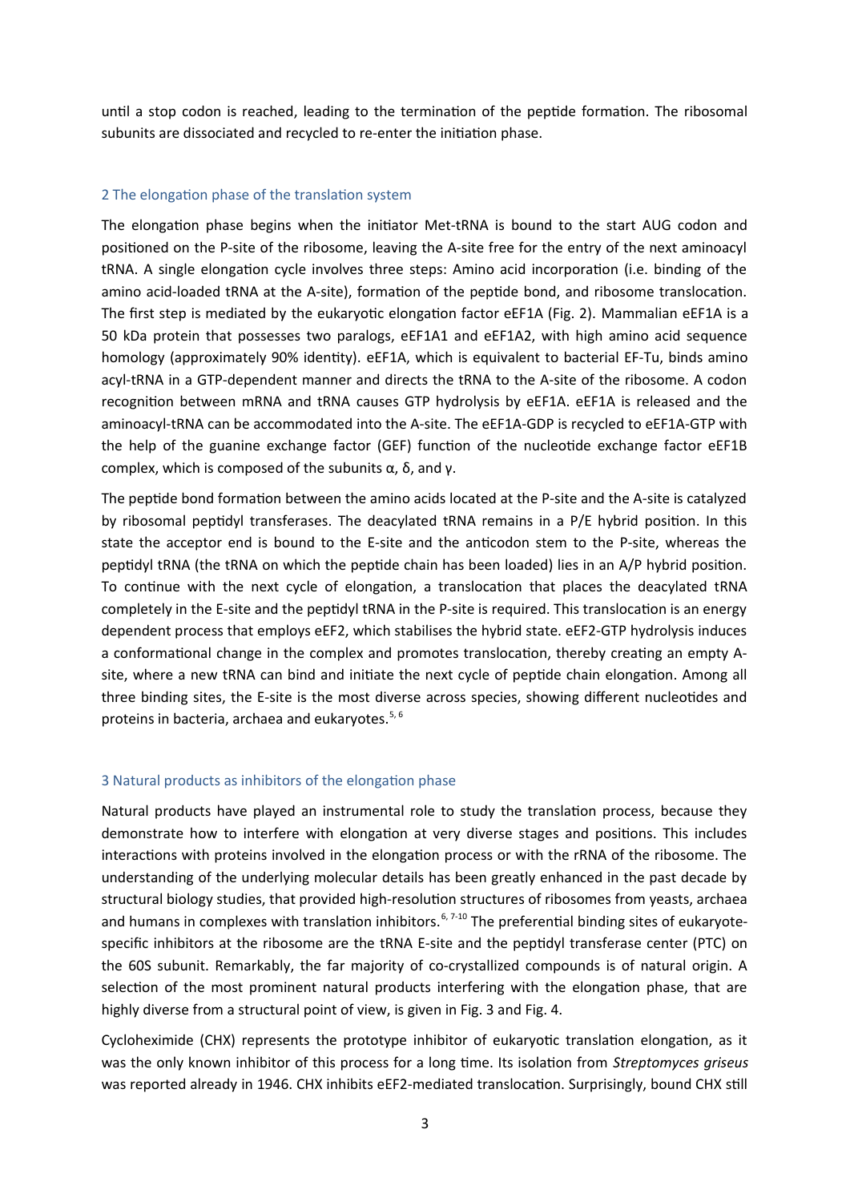until a stop codon is reached, leading to the termination of the peptide formation. The ribosomal subunits are dissociated and recycled to re-enter the initiation phase.

## 2 The elongation phase of the translation system

The elongation phase begins when the initiator Met-tRNA is bound to the start AUG codon and positioned on the P-site of the ribosome, leaving the A-site free for the entry of the next aminoacyl tRNA. A single elongation cycle involves three steps: Amino acid incorporation (i.e. binding of the amino acid-loaded tRNA at the A-site), formation of the peptide bond, and ribosome translocation. The first step is mediated by the eukaryotic elongation factor eEF1A (Fig. 2). Mammalian eEF1A is a 50 kDa protein that possesses two paralogs, eEF1A1 and eEF1A2, with high amino acid sequence homology (approximately 90% identity). eEF1A, which is equivalent to bacterial EF-Tu, binds amino acyl-tRNA in a GTP-dependent manner and directs the tRNA to the A-site of the ribosome. A codon recognition between mRNA and tRNA causes GTP hydrolysis by eEF1A. eEF1A is released and the aminoacyl-tRNA can be accommodated into the A-site. The eEF1A-GDP is recycled to eEF1A-GTP with the help of the guanine exchange factor (GEF) function of the nucleotide exchange factor eEF1B complex, which is composed of the subunits α, δ, and γ.

The peptide bond formation between the amino acids located at the P-site and the A-site is catalyzed by ribosomal peptidyl transferases. The deacylated tRNA remains in a P/E hybrid position. In this state the acceptor end is bound to the E-site and the anticodon stem to the P-site, whereas the peptidyl tRNA (the tRNA on which the peptide chain has been loaded) lies in an A/P hybrid position. To continue with the next cycle of elongation, a translocation that places the deacylated tRNA completely in the E-site and the peptidyl tRNA in the P-site is required. This translocation is an energy dependent process that employs eEF2, which stabilises the hybrid state. eEF2-GTP hydrolysis induces a conformational change in the complex and promotes translocation, thereby creating an empty A-site, where a new tRNA can bind and initiate the next cycle of peptide chain elongation. Among all three binding sites, the E-site is the most diverse across species, showing different nucleotides and proteins in bacteria, archaea and eukaryotes.[5, 6]

## 3 Natural products as inhibitors of the elongation phase

Natural products have played an instrumental role to study the translation process, because they demonstrate how to interfere with elongation at very diverse stages and positions. This includes interactions with proteins involved in the elongation process or with the rRNA of the ribosome. The understanding of the underlying molecular details has been greatly enhanced in the past decade by structural biology studies, that provided high-resolution structures of ribosomes from yeasts, archaea and humans in complexes with translation inhibitors.[6, 7-10] The preferential binding sites of eukaryote-specific inhibitors at the ribosome are the tRNA E-site and the peptidyl transferase center (PTC) on the 60S subunit. Remarkably, the far majority of co-crystallized compounds is of natural origin. A selection of the most prominent natural products interfering with the elongation phase, that are highly diverse from a structural point of view, is given in Fig. 3 and Fig. 4.

Cycloheximide (CHX) represents the prototype inhibitor of eukaryotic translation elongation, as it was the only known inhibitor of this process for a long time. Its isolation from *Streptomyces griseus* was reported already in 1946. CHX inhibits eEF2-mediated translocation. Surprisingly, bound CHX still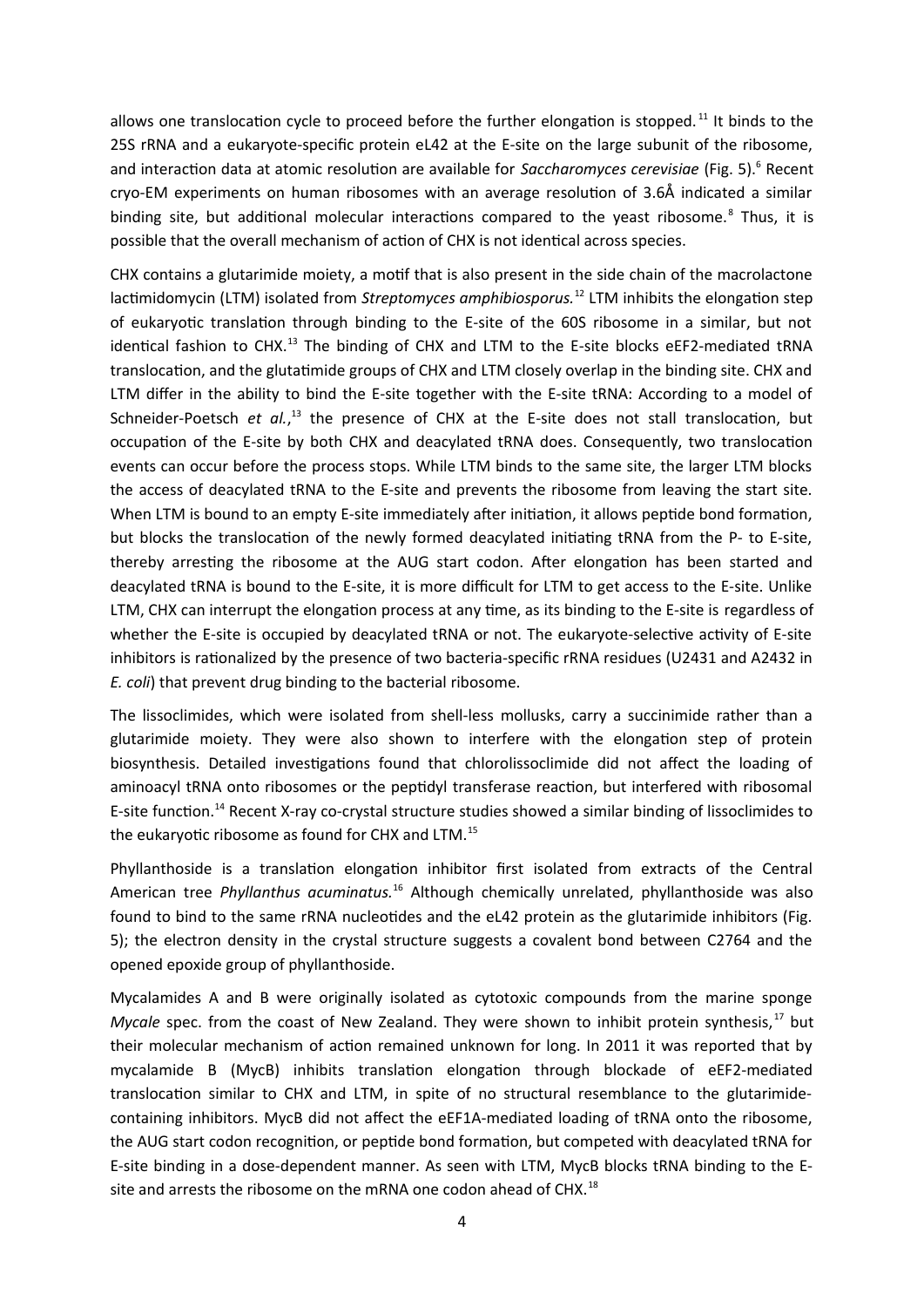allows one translocation cycle to proceed before the further elongation is stopped.[11] It binds to the 25S rRNA and a eukaryote-specific protein eL42 at the E-site on the large subunit of the ribosome, and interaction data at atomic resolution are available for *Saccharomyces cerevisiae* (Fig. 5).[6] Recent cryo-EM experiments on human ribosomes with an average resolution of 3.6Å indicated a similar binding site, but additional molecular interactions compared to the yeast ribosome.[8] Thus, it is possible that the overall mechanism of action of CHX is not identical across species.

CHX contains a glutarimide moiety, a motif that is also present in the side chain of the macrolactone lactimidomycin (LTM) isolated from *Streptomyces amphibiosporus.*[12] LTM inhibits the elongation step of eukaryotic translation through binding to the E-site of the 60S ribosome in a similar, but not identical fashion to CHX.[13] The binding of CHX and LTM to the E-site blocks eEF2-mediated tRNA translocation, and the glutatimide groups of CHX and LTM closely overlap in the binding site. CHX and LTM differ in the ability to bind the E-site together with the E-site tRNA: According to a model of Schneider-Poetsch *et al.*,[13] the presence of CHX at the E-site does not stall translocation, but occupation of the E-site by both CHX and deacylated tRNA does. Consequently, two translocation events can occur before the process stops. While LTM binds to the same site, the larger LTM blocks the access of deacylated tRNA to the E-site and prevents the ribosome from leaving the start site. When LTM is bound to an empty E-site immediately after initiation, it allows peptide bond formation, but blocks the translocation of the newly formed deacylated initiating tRNA from the P- to E-site, thereby arresting the ribosome at the AUG start codon. After elongation has been started and deacylated tRNA is bound to the E-site, it is more difficult for LTM to get access to the E-site. Unlike LTM, CHX can interrupt the elongation process at any time, as its binding to the E-site is regardless of whether the E-site is occupied by deacylated tRNA or not. The eukaryote-selective activity of E-site inhibitors is rationalized by the presence of two bacteria-specific rRNA residues (U2431 and A2432 in *E. coli*) that prevent drug binding to the bacterial ribosome.

The lissoclimides, which were isolated from shell-less mollusks, carry a succinimide rather than a glutarimide moiety. They were also shown to interfere with the elongation step of protein biosynthesis. Detailed investigations found that chlorolissoclimide did not affect the loading of aminoacyl tRNA onto ribosomes or the peptidyl transferase reaction, but interfered with ribosomal E-site function.[14] Recent X-ray co-crystal structure studies showed a similar binding of lissoclimides to the eukaryotic ribosome as found for CHX and LTM.[15]

Phyllanthoside is a translation elongation inhibitor first isolated from extracts of the Central American tree *Phyllanthus acuminatus.*[16] Although chemically unrelated, phyllanthoside was also found to bind to the same rRNA nucleotides and the eL42 protein as the glutarimide inhibitors (Fig. 5); the electron density in the crystal structure suggests a covalent bond between C2764 and the opened epoxide group of phyllanthoside.

Mycalamides A and B were originally isolated as cytotoxic compounds from the marine sponge *Mycale* spec. from the coast of New Zealand. They were shown to inhibit protein synthesis,[17] but their molecular mechanism of action remained unknown for long. In 2011 it was reported that by mycalamide B (MycB) inhibits translation elongation through blockade of eEF2-mediated translocation similar to CHX and LTM, in spite of no structural resemblance to the glutarimide-containing inhibitors. MycB did not affect the eEF1A-mediated loading of tRNA onto the ribosome, the AUG start codon recognition, or peptide bond formation, but competed with deacylated tRNA for E-site binding in a dose-dependent manner. As seen with LTM, MycB blocks tRNA binding to the E-site and arrests the ribosome on the mRNA one codon ahead of CHX.[18]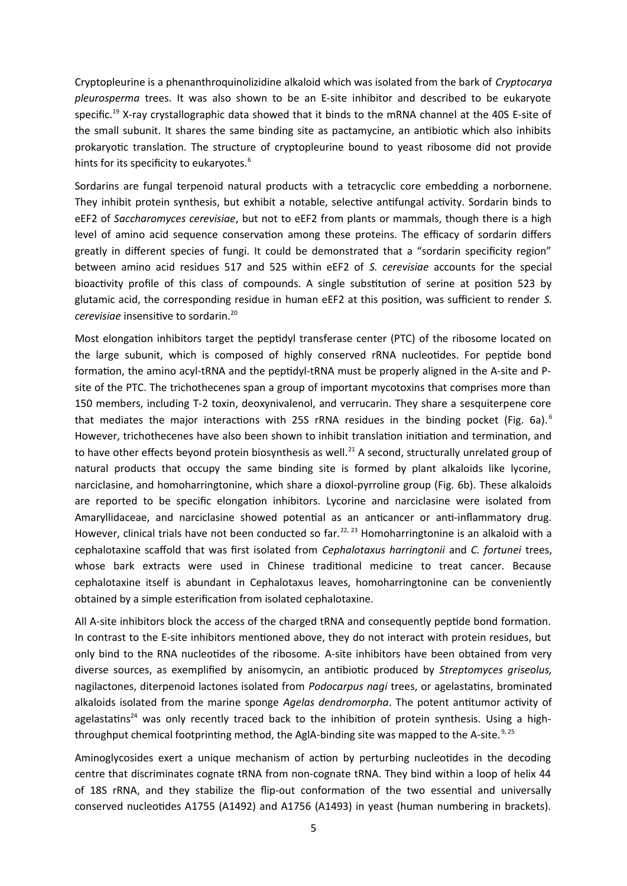Cryptopleurine is a phenanthroquinolizidine alkaloid which was isolated from the bark of *Cryptocarya pleurosperma* trees. It was also shown to be an E-site inhibitor and described to be eukaryote specific.[19] X-ray crystallographic data showed that it binds to the mRNA channel at the 40S E-site of the small subunit. It shares the same binding site as pactamycine, an antibiotic which also inhibits prokaryotic translation. The structure of cryptopleurine bound to yeast ribosome did not provide hints for its specificity to eukaryotes.[6]

Sordarins are fungal terpenoid natural products with a tetracyclic core embedding a norbornene. They inhibit protein synthesis, but exhibit a notable, selective antifungal activity. Sordarin binds to eEF2 of *Saccharomyces cerevisiae*, but not to eEF2 from plants or mammals, though there is a high level of amino acid sequence conservation among these proteins. The efficacy of sordarin differs greatly in different species of fungi. It could be demonstrated that a "sordarin specificity region" between amino acid residues 517 and 525 within eEF2 of *S. cerevisiae* accounts for the special bioactivity profile of this class of compounds. A single substitution of serine at position 523 by glutamic acid, the corresponding residue in human eEF2 at this position, was sufficient to render *S. cerevisiae* insensitive to sordarin.[20]

Most elongation inhibitors target the peptidyl transferase center (PTC) of the ribosome located on the large subunit, which is composed of highly conserved rRNA nucleotides. For peptide bond formation, the amino acyl-tRNA and the peptidyl-tRNA must be properly aligned in the A-site and P-site of the PTC. The trichothecenes span a group of important mycotoxins that comprises more than 150 members, including T-2 toxin, deoxynivalenol, and verrucarin. They share a sesquiterpene core that mediates the major interactions with 25S rRNA residues in the binding pocket (Fig. 6a).[6] However, trichothecenes have also been shown to inhibit translation initiation and termination, and to have other effects beyond protein biosynthesis as well.[21] A second, structurally unrelated group of natural products that occupy the same binding site is formed by plant alkaloids like lycorine, narciclasine, and homoharringtonine, which share a dioxol-pyrroline group (Fig. 6b). These alkaloids are reported to be specific elongation inhibitors. Lycorine and narciclasine were isolated from Amaryllidaceae, and narciclasine showed potential as an anticancer or anti-inflammatory drug. However, clinical trials have not been conducted so far.[22, 23] Homoharringtonine is an alkaloid with a cephalotaxine scaffold that was first isolated from *Cephalotaxus harringtonii* and *C. fortunei* trees, whose bark extracts were used in Chinese traditional medicine to treat cancer. Because cephalotaxine itself is abundant in Cephalotaxus leaves, homoharringtonine can be conveniently obtained by a simple esterification from isolated cephalotaxine.

All A-site inhibitors block the access of the charged tRNA and consequently peptide bond formation. In contrast to the E-site inhibitors mentioned above, they do not interact with protein residues, but only bind to the RNA nucleotides of the ribosome. A-site inhibitors have been obtained from very diverse sources, as exemplified by anisomycin, an antibiotic produced by *Streptomyces griseolus,* nagilactones, diterpenoid lactones isolated from *Podocarpus nagi* trees, or agelastatins, brominated alkaloids isolated from the marine sponge *Agelas dendromorpha*. The potent antitumor activity of agelastatins[24] was only recently traced back to the inhibition of protein synthesis. Using a high-throughput chemical footprinting method, the AglA-binding site was mapped to the A-site.[9, 25]

Aminoglycosides exert a unique mechanism of action by perturbing nucleotides in the decoding centre that discriminates cognate tRNA from non-cognate tRNA. They bind within a loop of helix 44 of 18S rRNA, and they stabilize the flip-out conformation of the two essential and universally conserved nucleotides A1755 (A1492) and A1756 (A1493) in yeast (human numbering in brackets).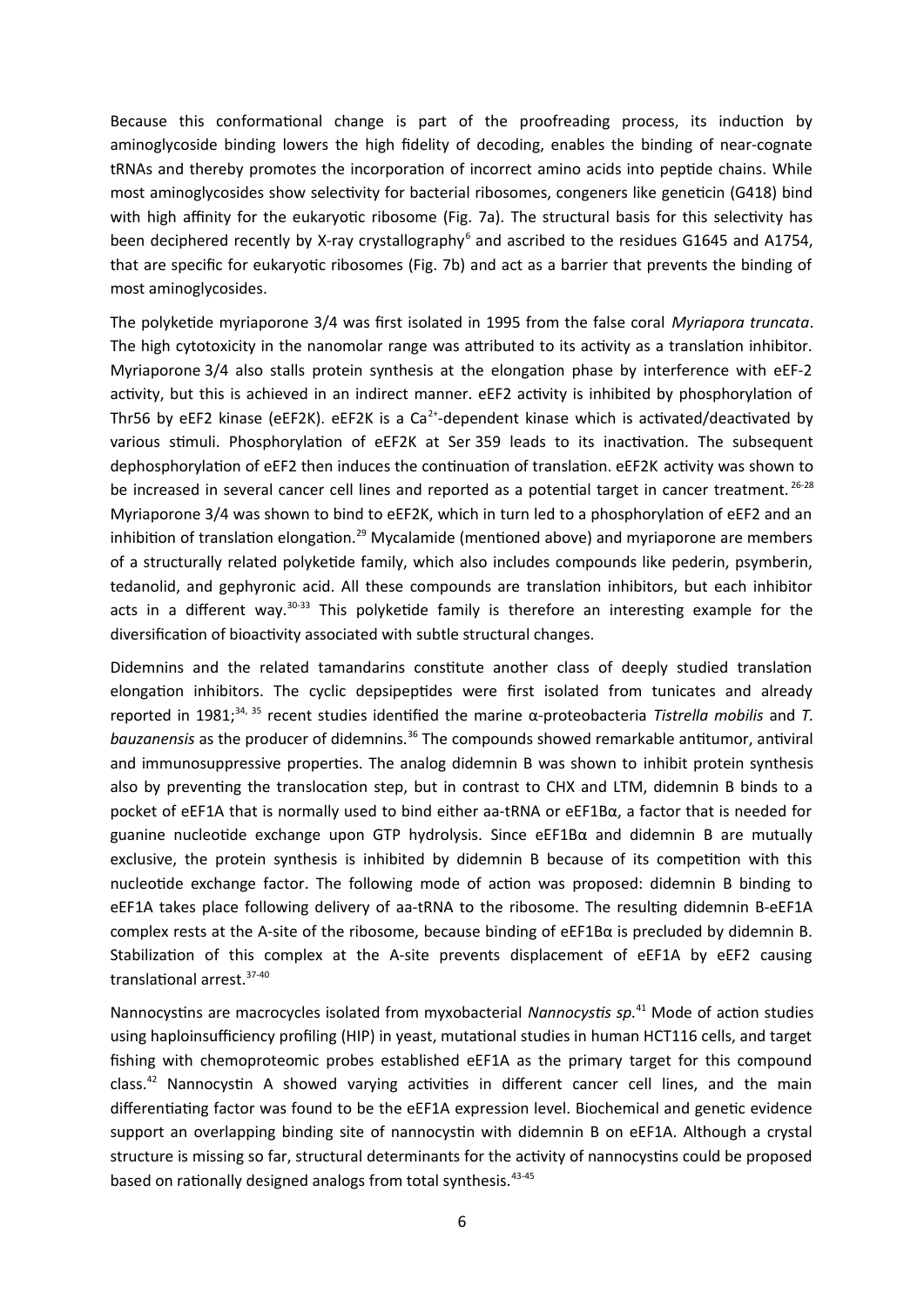Because this conformational change is part of the proofreading process, its induction by aminoglycoside binding lowers the high fidelity of decoding, enables the binding of near-cognate tRNAs and thereby promotes the incorporation of incorrect amino acids into peptide chains. While most aminoglycosides show selectivity for bacterial ribosomes, congeners like geneticin (G418) bind with high affinity for the eukaryotic ribosome (Fig. 7a). The structural basis for this selectivity has been deciphered recently by X-ray crystallography[6] and ascribed to the residues G1645 and A1754, that are specific for eukaryotic ribosomes (Fig. 7b) and act as a barrier that prevents the binding of most aminoglycosides.

The polyketide myriaporone 3/4 was first isolated in 1995 from the false coral *Myriapora truncata*. The high cytotoxicity in the nanomolar range was attributed to its activity as a translation inhibitor. Myriaporone 3/4 also stalls protein synthesis at the elongation phase by interference with eEF-2 activity, but this is achieved in an indirect manner. eEF2 activity is inhibited by phosphorylation of Thr56 by eEF2 kinase (eEF2K). eEF2K is a $Ca^{2+}$-dependent kinase which is activated/deactivated by various stimuli. Phosphorylation of eEF2K at Ser 359 leads to its inactivation. The subsequent dephosphorylation of eEF2 then induces the continuation of translation. eEF2K activity was shown to be increased in several cancer cell lines and reported as a potential target in cancer treatment.[26-28] Myriaporone 3/4 was shown to bind to eEF2K, which in turn led to a phosphorylation of eEF2 and an inhibition of translation elongation.[29] Mycalamide (mentioned above) and myriaporone are members of a structurally related polyketide family, which also includes compounds like pederin, psymberin, tedanolid, and gephyronic acid. All these compounds are translation inhibitors, but each inhibitor acts in a different way.[30-33] This polyketide family is therefore an interesting example for the diversification of bioactivity associated with subtle structural changes.

Didemnins and the related tamandarins constitute another class of deeply studied translation elongation inhibitors. The cyclic depsipeptides were first isolated from tunicates and already reported in 1981;[34, 35] recent studies identified the marine α-proteobacteria *Tistrella mobilis* and *T. bauzanensis* as the producer of didemnins.[36] The compounds showed remarkable antitumor, antiviral and immunosuppressive properties. The analog didemnin B was shown to inhibit protein synthesis also by preventing the translocation step, but in contrast to CHX and LTM, didemnin B binds to a pocket of eEF1A that is normally used to bind either aa-tRNA or eEF1Bα, a factor that is needed for guanine nucleotide exchange upon GTP hydrolysis. Since eEF1Bα and didemnin B are mutually exclusive, the protein synthesis is inhibited by didemnin B because of its competition with this nucleotide exchange factor. The following mode of action was proposed: didemnin B binding to eEF1A takes place following delivery of aa-tRNA to the ribosome. The resulting didemnin B-eEF1A complex rests at the A-site of the ribosome, because binding of eEF1Bα is precluded by didemnin B. Stabilization of this complex at the A-site prevents displacement of eEF1A by eEF2 causing translational arrest.[37-40]

Nannocystins are macrocycles isolated from myxobacterial *Nannocystis sp.*[41] Mode of action studies using haploinsufficiency profiling (HIP) in yeast, mutational studies in human HCT116 cells, and target fishing with chemoproteomic probes established eEF1A as the primary target for this compound class.[42] Nannocystin A showed varying activities in different cancer cell lines, and the main differentiating factor was found to be the eEF1A expression level. Biochemical and genetic evidence support an overlapping binding site of nannocystin with didemnin B on eEF1A. Although a crystal structure is missing so far, structural determinants for the activity of nannocystins could be proposed based on rationally designed analogs from total synthesis.[43-45]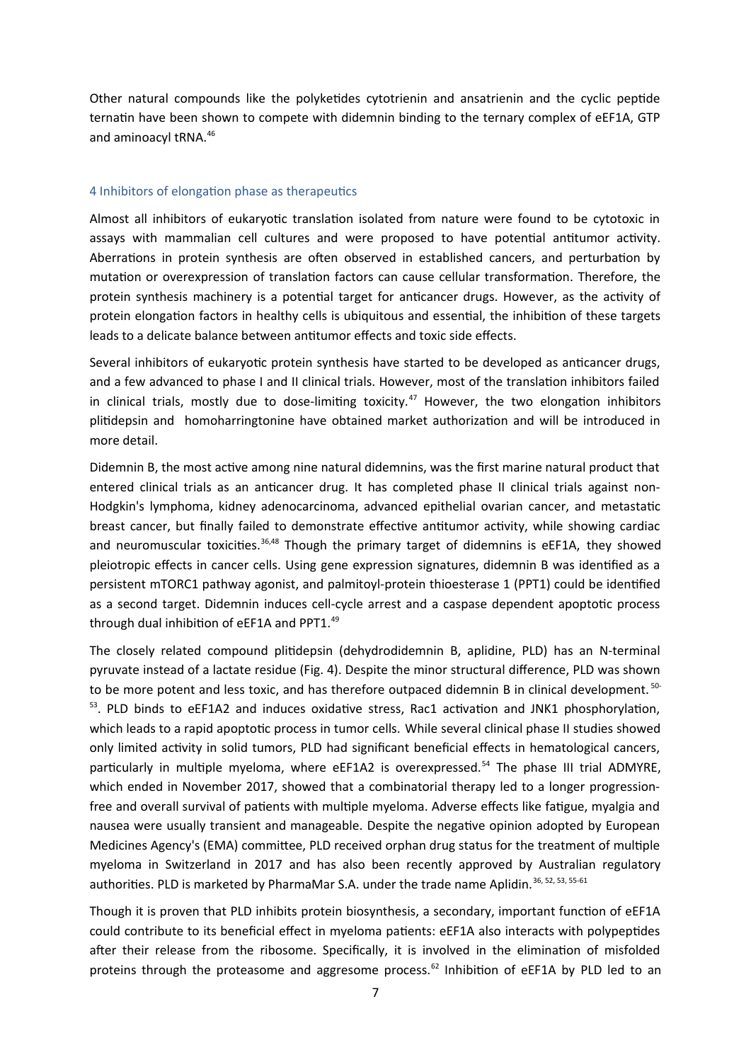Other natural compounds like the polyketides cytotrienin and ansatrienin and the cyclic peptide ternatin have been shown to compete with didemnin binding to the ternary complex of eEF1A, GTP and aminoacyl tRNA.[46]

## 4 Inhibitors of elongation phase as therapeutics

Almost all inhibitors of eukaryotic translation isolated from nature were found to be cytotoxic in assays with mammalian cell cultures and were proposed to have potential antitumor activity. Aberrations in protein synthesis are often observed in established cancers, and perturbation by mutation or overexpression of translation factors can cause cellular transformation. Therefore, the protein synthesis machinery is a potential target for anticancer drugs. However, as the activity of protein elongation factors in healthy cells is ubiquitous and essential, the inhibition of these targets leads to a delicate balance between antitumor effects and toxic side effects.

Several inhibitors of eukaryotic protein synthesis have started to be developed as anticancer drugs, and a few advanced to phase I and II clinical trials. However, most of the translation inhibitors failed in clinical trials, mostly due to dose-limiting toxicity.[47] However, the two elongation inhibitors plitidepsin and homoharringtonine have obtained market authorization and will be introduced in more detail.

Didemnin B, the most active among nine natural didemnins, was the first marine natural product that entered clinical trials as an anticancer drug. It has completed phase II clinical trials against non-Hodgkin's lymphoma, kidney adenocarcinoma, advanced epithelial ovarian cancer, and metastatic breast cancer, but finally failed to demonstrate effective antitumor activity, while showing cardiac and neuromuscular toxicities.[36,48] Though the primary target of didemnins is eEF1A, they showed pleiotropic effects in cancer cells. Using gene expression signatures, didemnin B was identified as a persistent mTORC1 pathway agonist, and palmitoyl-protein thioesterase 1 (PPT1) could be identified as a second target. Didemnin induces cell-cycle arrest and a caspase dependent apoptotic process through dual inhibition of eEF1A and PPT1.[49]

The closely related compound plitidepsin (dehydrodidemnin B, aplidine, PLD) has an N-terminal pyruvate instead of a lactate residue (Fig. 4). Despite the minor structural difference, PLD was shown to be more potent and less toxic, and has therefore outpaced didemnin B in clinical development.[50-53]. PLD binds to eEF1A2 and induces oxidative stress, Rac1 activation and JNK1 phosphorylation, which leads to a rapid apoptotic process in tumor cells. While several clinical phase II studies showed only limited activity in solid tumors, PLD had significant beneficial effects in hematological cancers, particularly in multiple myeloma, where eEF1A2 is overexpressed.[54] The phase III trial ADMYRE, which ended in November 2017, showed that a combinatorial therapy led to a longer progression-free and overall survival of patients with multiple myeloma. Adverse effects like fatigue, myalgia and nausea were usually transient and manageable. Despite the negative opinion adopted by European Medicines Agency's (EMA) committee, PLD received orphan drug status for the treatment of multiple myeloma in Switzerland in 2017 and has also been recently approved by Australian regulatory authorities. PLD is marketed by PharmaMar S.A. under the trade name Aplidin.[36, 52, 53, 55-61]

Though it is proven that PLD inhibits protein biosynthesis, a secondary, important function of eEF1A could contribute to its beneficial effect in myeloma patients: eEF1A also interacts with polypeptides after their release from the ribosome. Specifically, it is involved in the elimination of misfolded proteins through the proteasome and aggresome process.[62] Inhibition of eEF1A by PLD led to an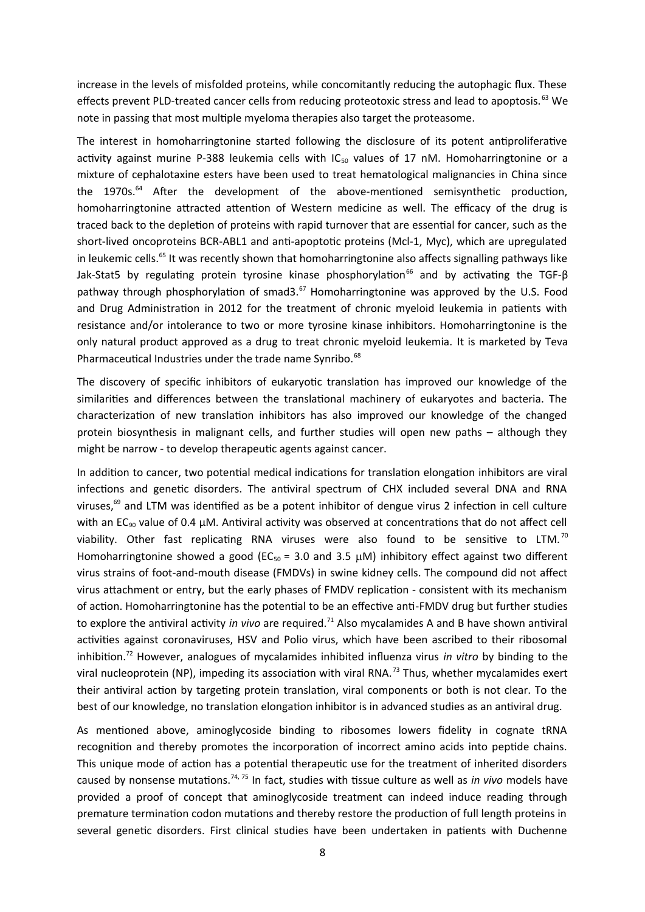increase in the levels of misfolded proteins, while concomitantly reducing the autophagic flux. These effects prevent PLD-treated cancer cells from reducing proteotoxic stress and lead to apoptosis.[63] We note in passing that most multiple myeloma therapies also target the proteasome.

The interest in homoharringtonine started following the disclosure of its potent antiproliferative activity against murine P-388 leukemia cells with $IC_{50}$ values of 17 nM. Homoharringtonine or a mixture of cephalotaxine esters have been used to treat hematological malignancies in China since the 1970s.[64] After the development of the above-mentioned semisynthetic production, homoharringtonine attracted attention of Western medicine as well. The efficacy of the drug is traced back to the depletion of proteins with rapid turnover that are essential for cancer, such as the short-lived oncoproteins BCR-ABL1 and anti-apoptotic proteins (Mcl-1, Myc), which are upregulated in leukemic cells.[65] It was recently shown that homoharringtonine also affects signalling pathways like Jak-Stat5 by regulating protein tyrosine kinase phosphorylation[66] and by activating the TGF-β pathway through phosphorylation of smad3.[67] Homoharringtonine was approved by the U.S. Food and Drug Administration in 2012 for the treatment of chronic myeloid leukemia in patients with resistance and/or intolerance to two or more tyrosine kinase inhibitors. Homoharringtonine is the only natural product approved as a drug to treat chronic myeloid leukemia. It is marketed by Teva Pharmaceutical Industries under the trade name Synribo.[68]

The discovery of specific inhibitors of eukaryotic translation has improved our knowledge of the similarities and differences between the translational machinery of eukaryotes and bacteria. The characterization of new translation inhibitors has also improved our knowledge of the changed protein biosynthesis in malignant cells, and further studies will open new paths – although they might be narrow - to develop therapeutic agents against cancer.

In addition to cancer, two potential medical indications for translation elongation inhibitors are viral infections and genetic disorders. The antiviral spectrum of CHX included several DNA and RNA viruses,[69] and LTM was identified as be a potent inhibitor of dengue virus 2 infection in cell culture with an $EC_{90}$ value of 0.4 μM. Antiviral activity was observed at concentrations that do not affect cell viability. Other fast replicating RNA viruses were also found to be sensitive to LTM.[70] Homoharringtonine showed a good ($EC_{50}$ = 3.0 and 3.5 μM) inhibitory effect against two different virus strains of foot-and-mouth disease (FMDVs) in swine kidney cells. The compound did not affect virus attachment or entry, but the early phases of FMDV replication - consistent with its mechanism of action. Homoharringtonine has the potential to be an effective anti-FMDV drug but further studies to explore the antiviral activity *in vivo* are required.[71] Also mycalamides A and B have shown antiviral activities against coronaviruses, HSV and Polio virus, which have been ascribed to their ribosomal inhibition.[72] However, analogues of mycalamides inhibited influenza virus *in vitro* by binding to the viral nucleoprotein (NP), impeding its association with viral RNA.[73] Thus, whether mycalamides exert their antiviral action by targeting protein translation, viral components or both is not clear. To the best of our knowledge, no translation elongation inhibitor is in advanced studies as an antiviral drug.

As mentioned above, aminoglycoside binding to ribosomes lowers fidelity in cognate tRNA recognition and thereby promotes the incorporation of incorrect amino acids into peptide chains. This unique mode of action has a potential therapeutic use for the treatment of inherited disorders caused by nonsense mutations.[74, 75] In fact, studies with tissue culture as well as *in vivo* models have provided a proof of concept that aminoglycoside treatment can indeed induce reading through premature termination codon mutations and thereby restore the production of full length proteins in several genetic disorders. First clinical studies have been undertaken in patients with Duchenne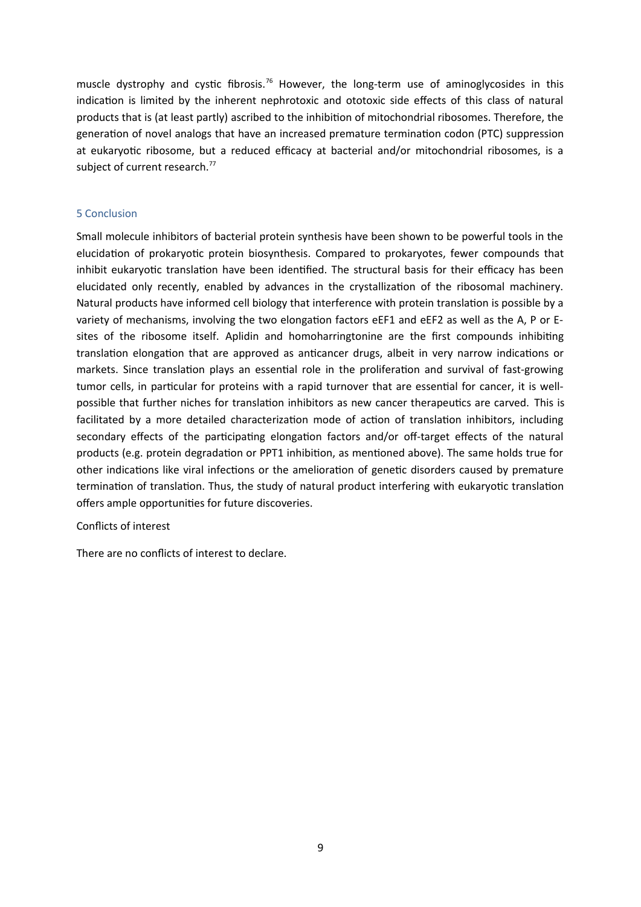muscle dystrophy and cystic fibrosis.[76] However, the long-term use of aminoglycosides in this indication is limited by the inherent nephrotoxic and ototoxic side effects of this class of natural products that is (at least partly) ascribed to the inhibition of mitochondrial ribosomes. Therefore, the generation of novel analogs that have an increased premature termination codon (PTC) suppression at eukaryotic ribosome, but a reduced efficacy at bacterial and/or mitochondrial ribosomes, is a subject of current research.[77]

## 5 Conclusion

Small molecule inhibitors of bacterial protein synthesis have been shown to be powerful tools in the elucidation of prokaryotic protein biosynthesis. Compared to prokaryotes, fewer compounds that inhibit eukaryotic translation have been identified. The structural basis for their efficacy has been elucidated only recently, enabled by advances in the crystallization of the ribosomal machinery. Natural products have informed cell biology that interference with protein translation is possible by a variety of mechanisms, involving the two elongation factors eEF1 and eEF2 as well as the A, P or E-sites of the ribosome itself. Aplidin and homoharringtonine are the first compounds inhibiting translation elongation that are approved as anticancer drugs, albeit in very narrow indications or markets. Since translation plays an essential role in the proliferation and survival of fast-growing tumor cells, in particular for proteins with a rapid turnover that are essential for cancer, it is well-possible that further niches for translation inhibitors as new cancer therapeutics are carved. This is facilitated by a more detailed characterization mode of action of translation inhibitors, including secondary effects of the participating elongation factors and/or off-target effects of the natural products (e.g. protein degradation or PPT1 inhibition, as mentioned above). The same holds true for other indications like viral infections or the amelioration of genetic disorders caused by premature termination of translation. Thus, the study of natural product interfering with eukaryotic translation offers ample opportunities for future discoveries.

Conflicts of interest

There are no conflicts of interest to declare.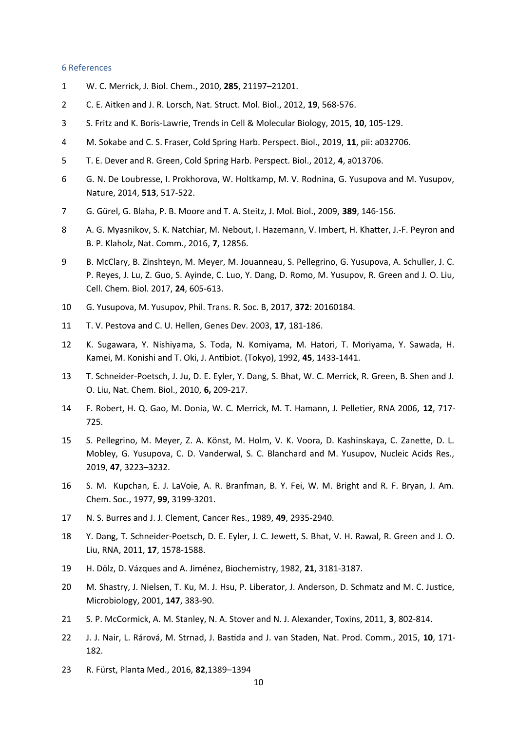## 6 References

1. W. C. Merrick, J. Biol. Chem., 2010, **285**, 21197–21201.
2. C. E. Aitken and J. R. Lorsch, Nat. Struct. Mol. Biol., 2012, **19**, 568-576.
3. S. Fritz and K. Boris-Lawrie, Trends in Cell & Molecular Biology, 2015, **10**, 105-129.
4. M. Sokabe and C. S. Fraser, Cold Spring Harb. Perspect. Biol., 2019, **11**, pii: a032706.
5. T. E. Dever and R. Green, Cold Spring Harb. Perspect. Biol., 2012, **4**, a013706.
6. G. N. De Loubresse, I. Prokhorova, W. Holtkamp, M. V. Rodnina, G. Yusupova and M. Yusupov, Nature, 2014, **513**, 517-522.
7. G. Gürel, G. Blaha, P. B. Moore and T. A. Steitz, J. Mol. Biol., 2009, **389**, 146-156.
8. A. G. Myasnikov, S. K. Natchiar, M. Nebout, I. Hazemann, V. Imbert, H. Khatter, J.-F. Peyron and B. P. Klaholz, Nat. Comm., 2016, **7**, 12856.
9. B. McClary, B. Zinshteyn, M. Meyer, M. Jouanneau, S. Pellegrino, G. Yusupova, A. Schuller, J. C. P. Reyes, J. Lu, Z. Guo, S. Ayinde, C. Luo, Y. Dang, D. Romo, M. Yusupov, R. Green and J. O. Liu, Cell. Chem. Biol. 2017, **24**, 605-613.
10. G. Yusupova, M. Yusupov, Phil. Trans. R. Soc. B, 2017, **372**: 20160184.
11. T. V. Pestova and C. U. Hellen, Genes Dev. 2003, **17**, 181-186.
12. K. Sugawara, Y. Nishiyama, S. Toda, N. Komiyama, M. Hatori, T. Moriyama, Y. Sawada, H. Kamei, M. Konishi and T. Oki, J. Antibiot. (Tokyo), 1992, **45**, 1433-1441.
13. T. Schneider-Poetsch, J. Ju, D. E. Eyler, Y. Dang, S. Bhat, W. C. Merrick, R. Green, B. Shen and J. O. Liu, Nat. Chem. Biol., 2010, **6,** 209-217.
14. F. Robert, H. Q. Gao, M. Donia, W. C. Merrick, M. T. Hamann, J. Pelletier, RNA 2006, **12**, 717-725.
15. S. Pellegrino, M. Meyer, Z. A. Könst, M. Holm, V. K. Voora, D. Kashinskaya, C. Zanette, D. L. Mobley, G. Yusupova, C. D. Vanderwal, S. C. Blanchard and M. Yusupov, Nucleic Acids Res., 2019, **47**, 3223–3232.
16. S. M. Kupchan, E. J. LaVoie, A. R. Branfman, B. Y. Fei, W. M. Bright and R. F. Bryan, J. Am. Chem. Soc., 1977, **99**, 3199-3201.
17. N. S. Burres and J. J. Clement, Cancer Res., 1989, **49**, 2935-2940.
18. Y. Dang, T. Schneider-Poetsch, D. E. Eyler, J. C. Jewett, S. Bhat, V. H. Rawal, R. Green and J. O. Liu, RNA, 2011, **17**, 1578-1588.
19. H. Dölz, D. Vázques and A. Jiménez, Biochemistry, 1982, **21**, 3181-3187.
20. M. Shastry, J. Nielsen, T. Ku, M. J. Hsu, P. Liberator, J. Anderson, D. Schmatz and M. C. Justice, Microbiology, 2001, **147**, 383-90.
21. S. P. McCormick, A. M. Stanley, N. A. Stover and N. J. Alexander, Toxins, 2011, **3**, 802-814.
22. J. J. Nair, L. Rárová, M. Strnad, J. Bastida and J. van Staden, Nat. Prod. Comm., 2015, **10**, 171-182.
23. R. Fürst, Planta Med., 2016, **82**,1389–1394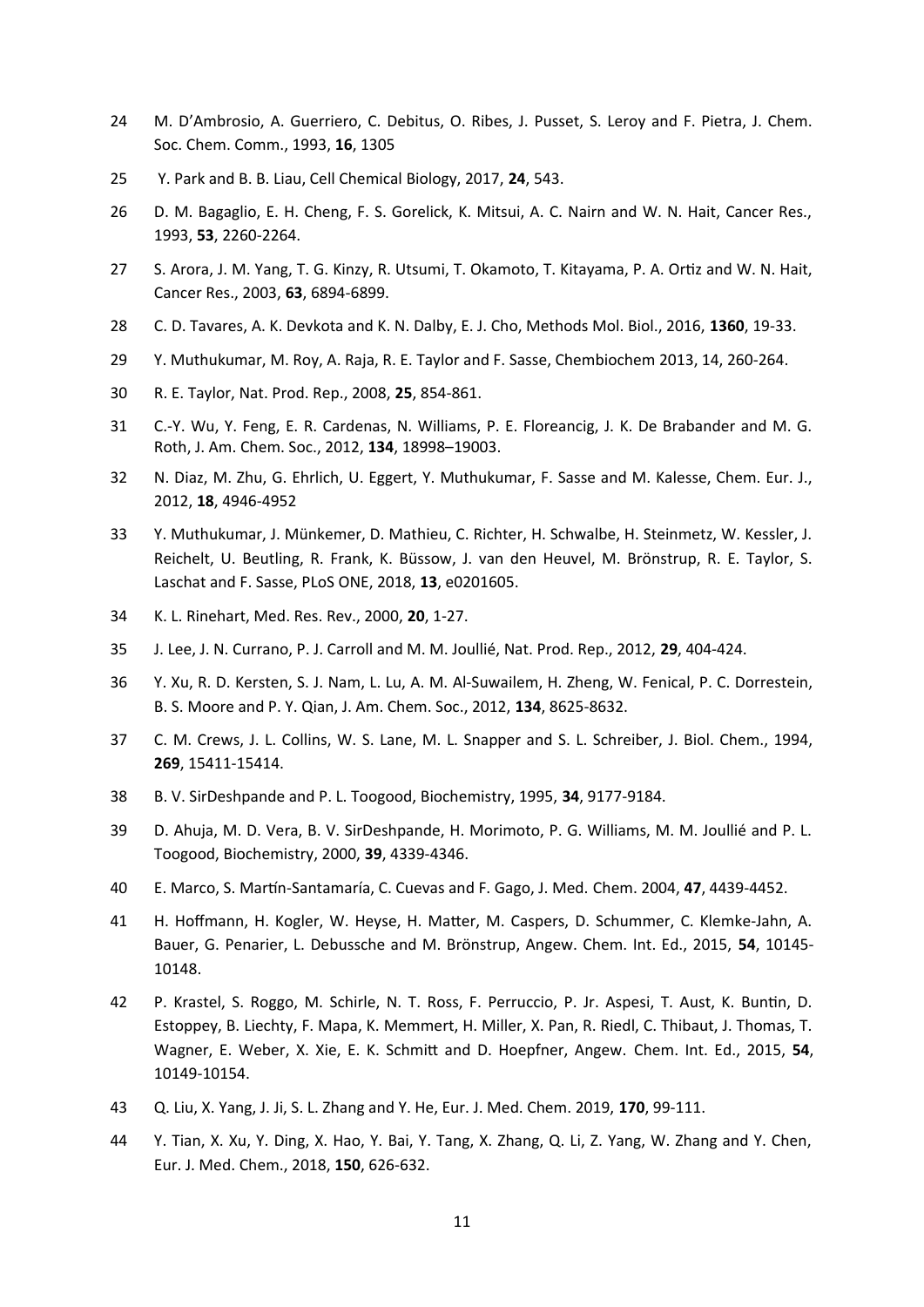24 M. D'Ambrosio, A. Guerriero, C. Debitus, O. Ribes, J. Pusset, S. Leroy and F. Pietra, J. Chem. Soc. Chem. Comm., 1993, **16**, 1305

25 Y. Park and B. B. Liau, Cell Chemical Biology, 2017, **24**, 543.

26 D. M. Bagaglio, E. H. Cheng, F. S. Gorelick, K. Mitsui, A. C. Nairn and W. N. Hait, Cancer Res., 1993, **53**, 2260-2264.

27 S. Arora, J. M. Yang, T. G. Kinzy, R. Utsumi, T. Okamoto, T. Kitayama, P. A. Ortiz and W. N. Hait, Cancer Res., 2003, **63**, 6894-6899.

28 C. D. Tavares, A. K. Devkota and K. N. Dalby, E. J. Cho, Methods Mol. Biol., 2016, **1360**, 19-33.

29 Y. Muthukumar, M. Roy, A. Raja, R. E. Taylor and F. Sasse, Chembiochem 2013, 14, 260-264.

30 R. E. Taylor, Nat. Prod. Rep., 2008, **25**, 854-861.

31 C.-Y. Wu, Y. Feng, E. R. Cardenas, N. Williams, P. E. Floreancig, J. K. De Brabander and M. G. Roth, J. Am. Chem. Soc., 2012, **134**, 18998–19003.

32 N. Diaz, M. Zhu, G. Ehrlich, U. Eggert, Y. Muthukumar, F. Sasse and M. Kalesse, Chem. Eur. J., 2012, **18**, 4946-4952

33 Y. Muthukumar, J. Münkemer, D. Mathieu, C. Richter, H. Schwalbe, H. Steinmetz, W. Kessler, J. Reichelt, U. Beutling, R. Frank, K. Büssow, J. van den Heuvel, M. Brönstrup, R. E. Taylor, S. Laschat and F. Sasse, PLoS ONE, 2018, **13**, e0201605.

34 K. L. Rinehart, Med. Res. Rev., 2000, **20**, 1-27.

35 J. Lee, J. N. Currano, P. J. Carroll and M. M. Joullié, Nat. Prod. Rep., 2012, **29**, 404-424.

36 Y. Xu, R. D. Kersten, S. J. Nam, L. Lu, A. M. Al-Suwailem, H. Zheng, W. Fenical, P. C. Dorrestein, B. S. Moore and P. Y. Qian, J. Am. Chem. Soc., 2012, **134**, 8625-8632.

37 C. M. Crews, J. L. Collins, W. S. Lane, M. L. Snapper and S. L. Schreiber, J. Biol. Chem., 1994, **269**, 15411-15414.

38 B. V. SirDeshpande and P. L. Toogood, Biochemistry, 1995, **34**, 9177-9184.

39 D. Ahuja, M. D. Vera, B. V. SirDeshpande, H. Morimoto, P. G. Williams, M. M. Joullié and P. L. Toogood, Biochemistry, 2000, **39**, 4339-4346.

40 E. Marco, S. Martín-Santamaría, C. Cuevas and F. Gago, J. Med. Chem. 2004, **47**, 4439-4452.

41 H. Hoffmann, H. Kogler, W. Heyse, H. Matter, M. Caspers, D. Schummer, C. Klemke-Jahn, A. Bauer, G. Penarier, L. Debussche and M. Brönstrup, Angew. Chem. Int. Ed., 2015, **54**, 10145-10148.

42 P. Krastel, S. Roggo, M. Schirle, N. T. Ross, F. Perruccio, P. Jr. Aspesi, T. Aust, K. Buntin, D. Estoppey, B. Liechty, F. Mapa, K. Memmert, H. Miller, X. Pan, R. Riedl, C. Thibaut, J. Thomas, T. Wagner, E. Weber, X. Xie, E. K. Schmitt and D. Hoepfner, Angew. Chem. Int. Ed., 2015, **54**, 10149-10154.

43 Q. Liu, X. Yang, J. Ji, S. L. Zhang and Y. He, Eur. J. Med. Chem. 2019, **170**, 99-111.

44 Y. Tian, X. Xu, Y. Ding, X. Hao, Y. Bai, Y. Tang, X. Zhang, Q. Li, Z. Yang, W. Zhang and Y. Chen, Eur. J. Med. Chem., 2018, **150**, 626-632.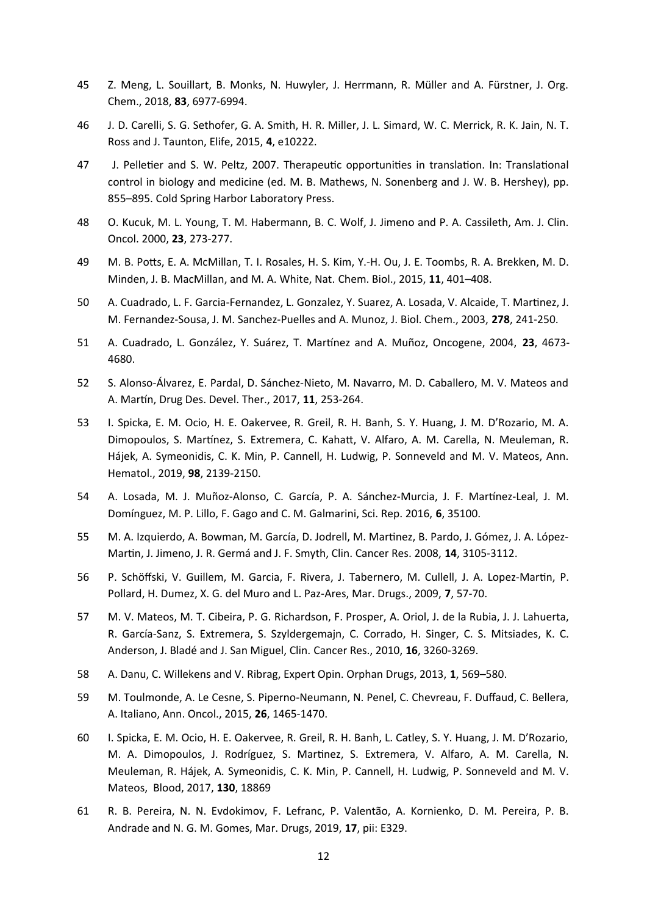45 Z. Meng, L. Souillart, B. Monks, N. Huwyler, J. Herrmann, R. Müller and A. Fürstner, J. Org. Chem., 2018, **83**, 6977-6994.

46 J. D. Carelli, S. G. Sethofer, G. A. Smith, H. R. Miller, J. L. Simard, W. C. Merrick, R. K. Jain, N. T. Ross and J. Taunton, Elife, 2015, **4**, e10222.

47 J. Pelletier and S. W. Peltz, 2007. Therapeutic opportunities in translation. In: Translational control in biology and medicine (ed. M. B. Mathews, N. Sonenberg and J. W. B. Hershey), pp. 855–895. Cold Spring Harbor Laboratory Press.

48 O. Kucuk, M. L. Young, T. M. Habermann, B. C. Wolf, J. Jimeno and P. A. Cassileth, Am. J. Clin. Oncol. 2000, **23**, 273-277.

49 M. B. Potts, E. A. McMillan, T. I. Rosales, H. S. Kim, Y.-H. Ou, J. E. Toombs, R. A. Brekken, M. D. Minden, J. B. MacMillan, and M. A. White, Nat. Chem. Biol., 2015, **11**, 401–408.

50 A. Cuadrado, L. F. Garcia-Fernandez, L. Gonzalez, Y. Suarez, A. Losada, V. Alcaide, T. Martinez, J. M. Fernandez-Sousa, J. M. Sanchez-Puelles and A. Munoz, J. Biol. Chem., 2003, **278**, 241-250.

51 A. Cuadrado, L. González, Y. Suárez, T. Martínez and A. Muñoz, Oncogene, 2004, **23**, 4673-4680.

52 S. Alonso-Álvarez, E. Pardal, D. Sánchez-Nieto, M. Navarro, M. D. Caballero, M. V. Mateos and A. Martín, Drug Des. Devel. Ther., 2017, **11**, 253-264.

53 I. Spicka, E. M. Ocio, H. E. Oakervee, R. Greil, R. H. Banh, S. Y. Huang, J. M. D'Rozario, M. A. Dimopoulos, S. Martínez, S. Extremera, C. Kahatt, V. Alfaro, A. M. Carella, N. Meuleman, R. Hájek, A. Symeonidis, C. K. Min, P. Cannell, H. Ludwig, P. Sonneveld and M. V. Mateos, Ann. Hematol., 2019, **98**, 2139-2150.

54 A. Losada, M. J. Muñoz-Alonso, C. García, P. A. Sánchez-Murcia, J. F. Martínez-Leal, J. M. Domínguez, M. P. Lillo, F. Gago and C. M. Galmarini, Sci. Rep. 2016, **6**, 35100.

55 M. A. Izquierdo, A. Bowman, M. García, D. Jodrell, M. Martinez, B. Pardo, J. Gómez, J. A. López-Martin, J. Jimeno, J. R. Germá and J. F. Smyth, Clin. Cancer Res. 2008, **14**, 3105-3112.

56 P. Schöffski, V. Guillem, M. Garcia, F. Rivera, J. Tabernero, M. Cullell, J. A. Lopez-Martin, P. Pollard, H. Dumez, X. G. del Muro and L. Paz-Ares, Mar. Drugs., 2009, **7**, 57-70.

57 M. V. Mateos, M. T. Cibeira, P. G. Richardson, F. Prosper, A. Oriol, J. de la Rubia, J. J. Lahuerta, R. García-Sanz, S. Extremera, S. Szyldergemajn, C. Corrado, H. Singer, C. S. Mitsiades, K. C. Anderson, J. Bladé and J. San Miguel, Clin. Cancer Res., 2010, **16**, 3260-3269.

58 A. Danu, C. Willekens and V. Ribrag, Expert Opin. Orphan Drugs, 2013, **1**, 569–580.

59 M. Toulmonde, A. Le Cesne, S. Piperno-Neumann, N. Penel, C. Chevreau, F. Duffaud, C. Bellera, A. Italiano, Ann. Oncol., 2015, **26**, 1465-1470.

60 I. Spicka, E. M. Ocio, H. E. Oakervee, R. Greil, R. H. Banh, L. Catley, S. Y. Huang, J. M. D'Rozario, M. A. Dimopoulos, J. Rodríguez, S. Martinez, S. Extremera, V. Alfaro, A. M. Carella, N. Meuleman, R. Hájek, A. Symeonidis, C. K. Min, P. Cannell, H. Ludwig, P. Sonneveld and M. V. Mateos, Blood, 2017, **130**, 18869

61 R. B. Pereira, N. N. Evdokimov, F. Lefranc, P. Valentão, A. Kornienko, D. M. Pereira, P. B. Andrade and N. G. M. Gomes, Mar. Drugs, 2019, **17**, pii: E329.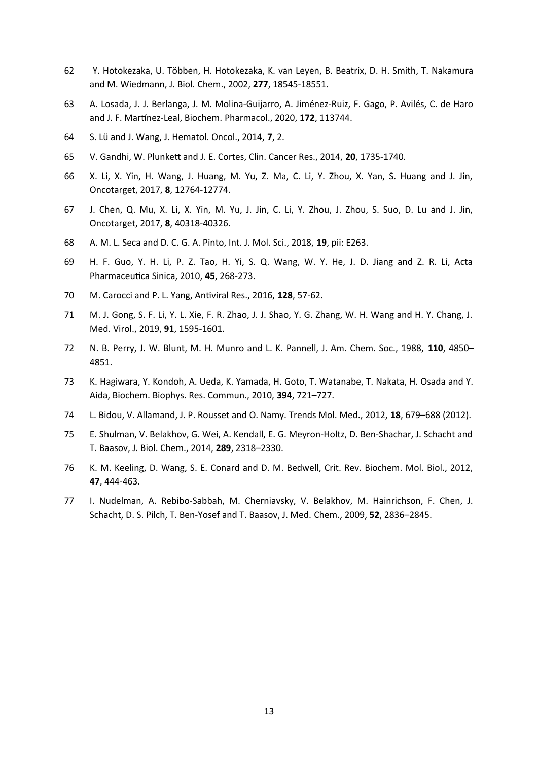62 Y. Hotokezaka, U. Többen, H. Hotokezaka, K. van Leyen, B. Beatrix, D. H. Smith, T. Nakamura and M. Wiedmann, J. Biol. Chem., 2002, **277**, 18545-18551.

63 A. Losada, J. J. Berlanga, J. M. Molina-Guijarro, A. Jiménez-Ruiz, F. Gago, P. Avilés, C. de Haro and J. F. Martínez-Leal, Biochem. Pharmacol., 2020, **172**, 113744.

64 S. Lü and J. Wang, J. Hematol. Oncol., 2014, **7**, 2.

65 V. Gandhi, W. Plunkett and J. E. Cortes, Clin. Cancer Res., 2014, **20**, 1735-1740.

66 X. Li, X. Yin, H. Wang, J. Huang, M. Yu, Z. Ma, C. Li, Y. Zhou, X. Yan, S. Huang and J. Jin, Oncotarget, 2017, **8**, 12764-12774.

67 J. Chen, Q. Mu, X. Li, X. Yin, M. Yu, J. Jin, C. Li, Y. Zhou, J. Zhou, S. Suo, D. Lu and J. Jin, Oncotarget, 2017, **8**, 40318-40326.

68 A. M. L. Seca and D. C. G. A. Pinto, Int. J. Mol. Sci., 2018, **19**, pii: E263.

69 H. F. Guo, Y. H. Li, P. Z. Tao, H. Yi, S. Q. Wang, W. Y. He, J. D. Jiang and Z. R. Li, Acta Pharmaceutica Sinica, 2010, **45**, 268-273.

70 M. Carocci and P. L. Yang, Antiviral Res., 2016, **128**, 57-62.

71 M. J. Gong, S. F. Li, Y. L. Xie, F. R. Zhao, J. J. Shao, Y. G. Zhang, W. H. Wang and H. Y. Chang, J. Med. Virol., 2019, **91**, 1595-1601.

72 N. B. Perry, J. W. Blunt, M. H. Munro and L. K. Pannell, J. Am. Chem. Soc., 1988, **110**, 4850–4851.

73 K. Hagiwara, Y. Kondoh, A. Ueda, K. Yamada, H. Goto, T. Watanabe, T. Nakata, H. Osada and Y. Aida, Biochem. Biophys. Res. Commun., 2010, **394**, 721–727.

74 L. Bidou, V. Allamand, J. P. Rousset and O. Namy. Trends Mol. Med., 2012, **18**, 679–688 (2012).

75 E. Shulman, V. Belakhov, G. Wei, A. Kendall, E. G. Meyron-Holtz, D. Ben-Shachar, J. Schacht and T. Baasov, J. Biol. Chem., 2014, **289**, 2318–2330.

76 K. M. Keeling, D. Wang, S. E. Conard and D. M. Bedwell, Crit. Rev. Biochem. Mol. Biol., 2012, **47**, 444-463.

77 I. Nudelman, A. Rebibo-Sabbah, M. Cherniavsky, V. Belakhov, M. Hainrichson, F. Chen, J. Schacht, D. S. Pilch, T. Ben-Yosef and T. Baasov, J. Med. Chem., 2009, **52**, 2836–2845.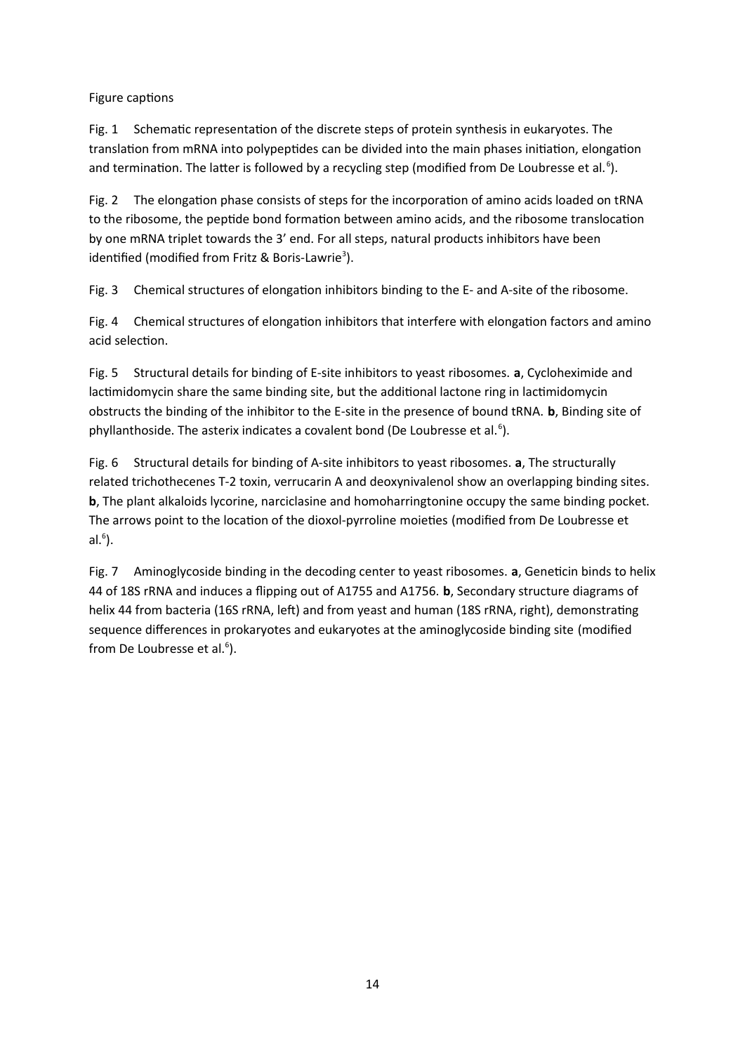Figure captions

Fig. 1 Schematic representation of the discrete steps of protein synthesis in eukaryotes. The translation from mRNA into polypeptides can be divided into the main phases initiation, elongation and termination. The latter is followed by a recycling step (modified from De Loubresse et al.[6]).

Fig. 2 The elongation phase consists of steps for the incorporation of amino acids loaded on tRNA to the ribosome, the peptide bond formation between amino acids, and the ribosome translocation by one mRNA triplet towards the 3' end. For all steps, natural products inhibitors have been identified (modified from Fritz & Boris-Lawrie[3]).

Fig. 3 Chemical structures of elongation inhibitors binding to the E- and A-site of the ribosome.

Fig. 4 Chemical structures of elongation inhibitors that interfere with elongation factors and amino acid selection.

Fig. 5 Structural details for binding of E-site inhibitors to yeast ribosomes. **a**, Cycloheximide and lactimidomycin share the same binding site, but the additional lactone ring in lactimidomycin obstructs the binding of the inhibitor to the E-site in the presence of bound tRNA. **b**, Binding site of phyllanthoside. The asterix indicates a covalent bond (De Loubresse et al.[6]).

Fig. 6 Structural details for binding of A-site inhibitors to yeast ribosomes. **a**, The structurally related trichothecenes T-2 toxin, verrucarin A and deoxynivalenol show an overlapping binding sites. **b**, The plant alkaloids lycorine, narciclasine and homoharringtonine occupy the same binding pocket. The arrows point to the location of the dioxol-pyrroline moieties (modified from De Loubresse et al.[6]).

Fig. 7 Aminoglycoside binding in the decoding center to yeast ribosomes. **a**, Geneticin binds to helix 44 of 18S rRNA and induces a flipping out of A1755 and A1756. **b**, Secondary structure diagrams of helix 44 from bacteria (16S rRNA, left) and from yeast and human (18S rRNA, right), demonstrating sequence differences in prokaryotes and eukaryotes at the aminoglycoside binding site (modified from De Loubresse et al.[6]).